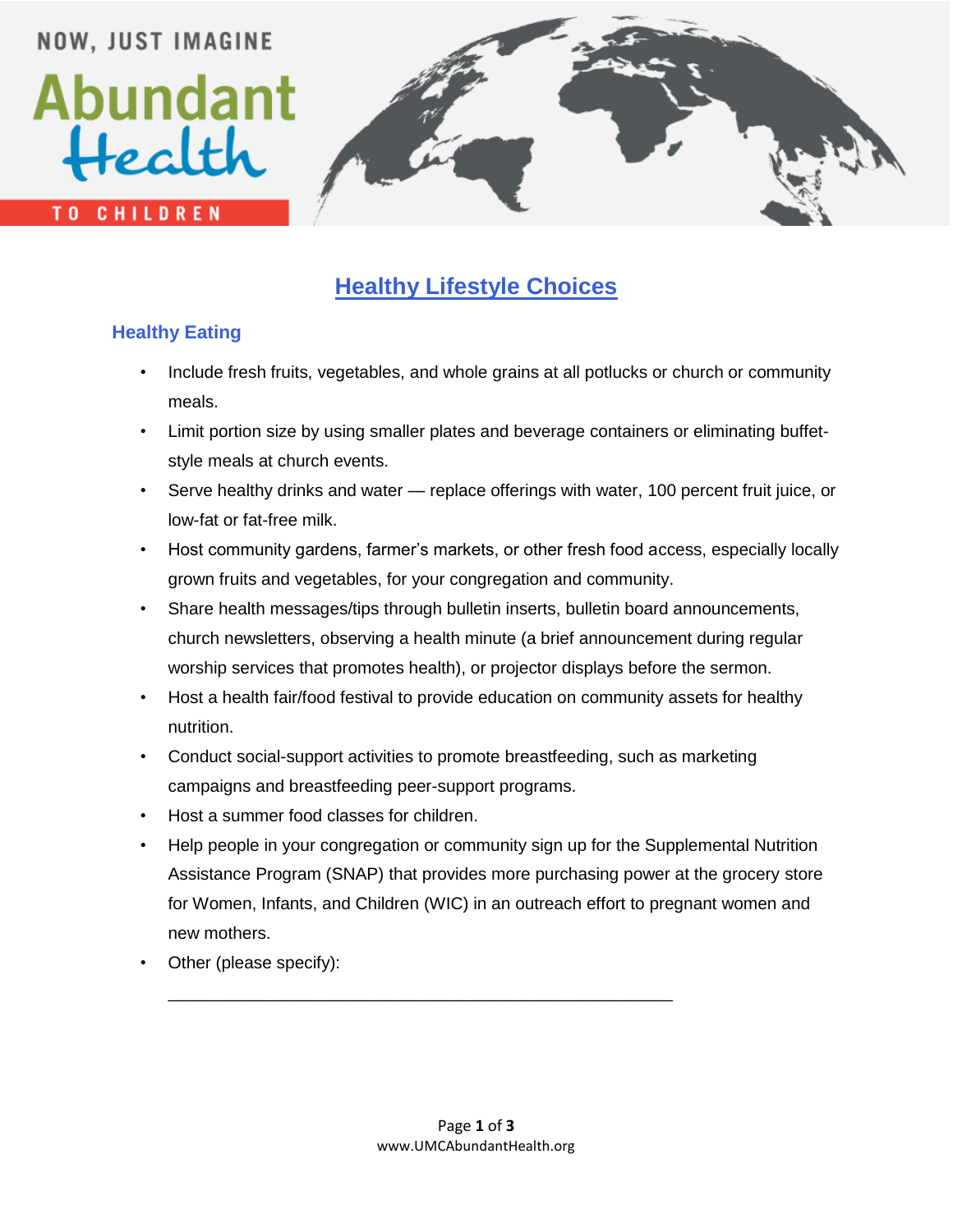NOW, JUST IMAGINE

Abundant Health

TO CHILDREN

# Healthy Lifestyle Choices

## Healthy Eating

- Include fresh fruits, vegetables, and whole grains at all potlucks or church or community meals.
- Limit portion size by using smaller plates and beverage containers or eliminating buffet-style meals at church events.
- Serve healthy drinks and water — replace offerings with water, 100 percent fruit juice, or low-fat or fat-free milk.
- Host community gardens, farmer's markets, or other fresh food access, especially locally grown fruits and vegetables, for your congregation and community.
- Share health messages/tips through bulletin inserts, bulletin board announcements, church newsletters, observing a health minute (a brief announcement during regular worship services that promotes health), or projector displays before the sermon.
- Host a health fair/food festival to provide education on community assets for healthy nutrition.
- Conduct social-support activities to promote breastfeeding, such as marketing campaigns and breastfeeding peer-support programs.
- Host a summer food classes for children.
- Help people in your congregation or community sign up for the Supplemental Nutrition Assistance Program (SNAP) that provides more purchasing power at the grocery store for Women, Infants, and Children (WIC) in an outreach effort to pregnant women and new mothers.
- Other (please specify): ______________________________________________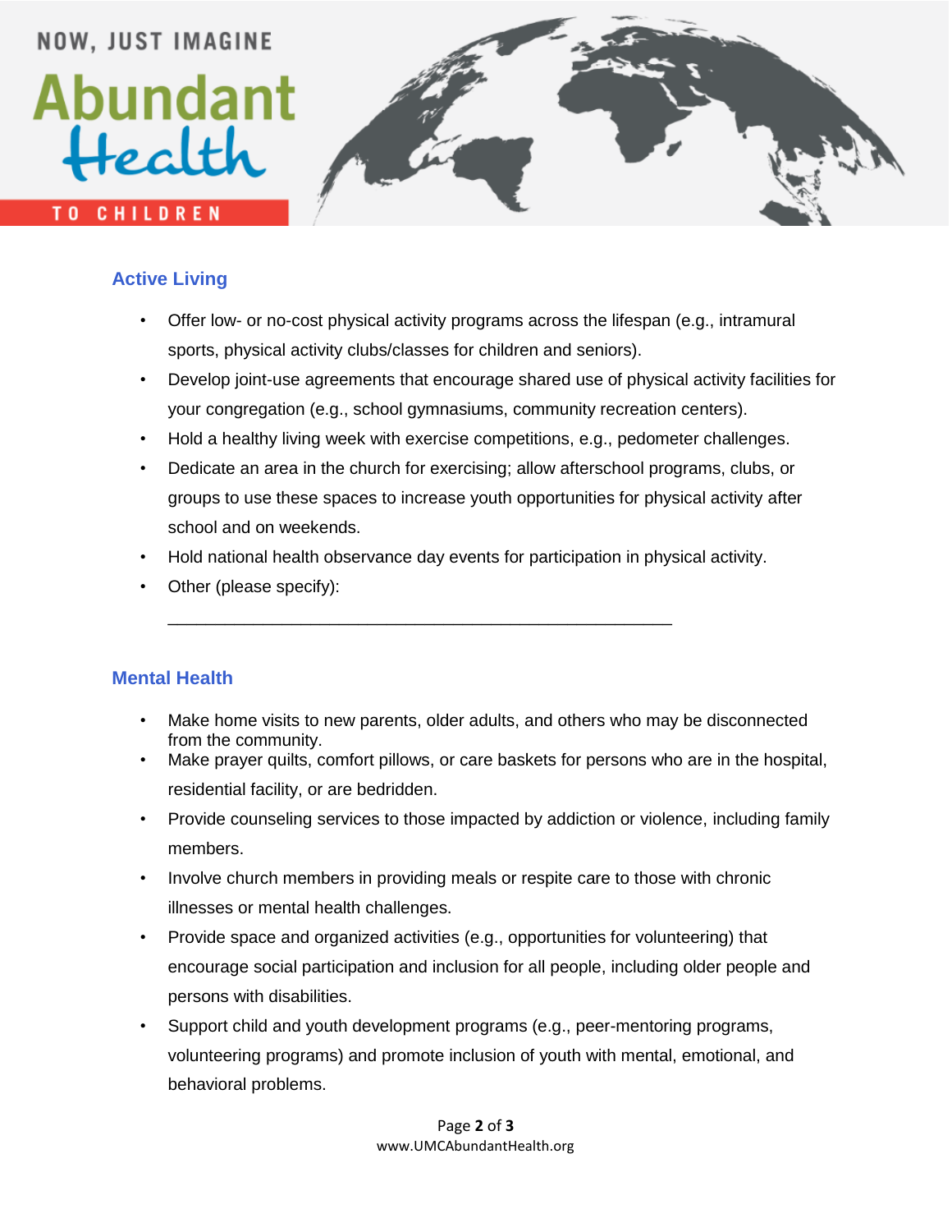## Active Living

- Offer low- or no-cost physical activity programs across the lifespan (e.g., intramural sports, physical activity clubs/classes for children and seniors).
- Develop joint-use agreements that encourage shared use of physical activity facilities for your congregation (e.g., school gymnasiums, community recreation centers).
- Hold a healthy living week with exercise competitions, e.g., pedometer challenges.
- Dedicate an area in the church for exercising; allow afterschool programs, clubs, or groups to use these spaces to increase youth opportunities for physical activity after school and on weekends.
- Hold national health observance day events for participation in physical activity.
- Other (please specify):

  ______________________________________________________

## Mental Health

- Make home visits to new parents, older adults, and others who may be disconnected from the community.
- Make prayer quilts, comfort pillows, or care baskets for persons who are in the hospital, residential facility, or are bedridden.
- Provide counseling services to those impacted by addiction or violence, including family members.
- Involve church members in providing meals or respite care to those with chronic illnesses or mental health challenges.
- Provide space and organized activities (e.g., opportunities for volunteering) that encourage social participation and inclusion for all people, including older people and persons with disabilities.
- Support child and youth development programs (e.g., peer-mentoring programs, volunteering programs) and promote inclusion of youth with mental, emotional, and behavioral problems.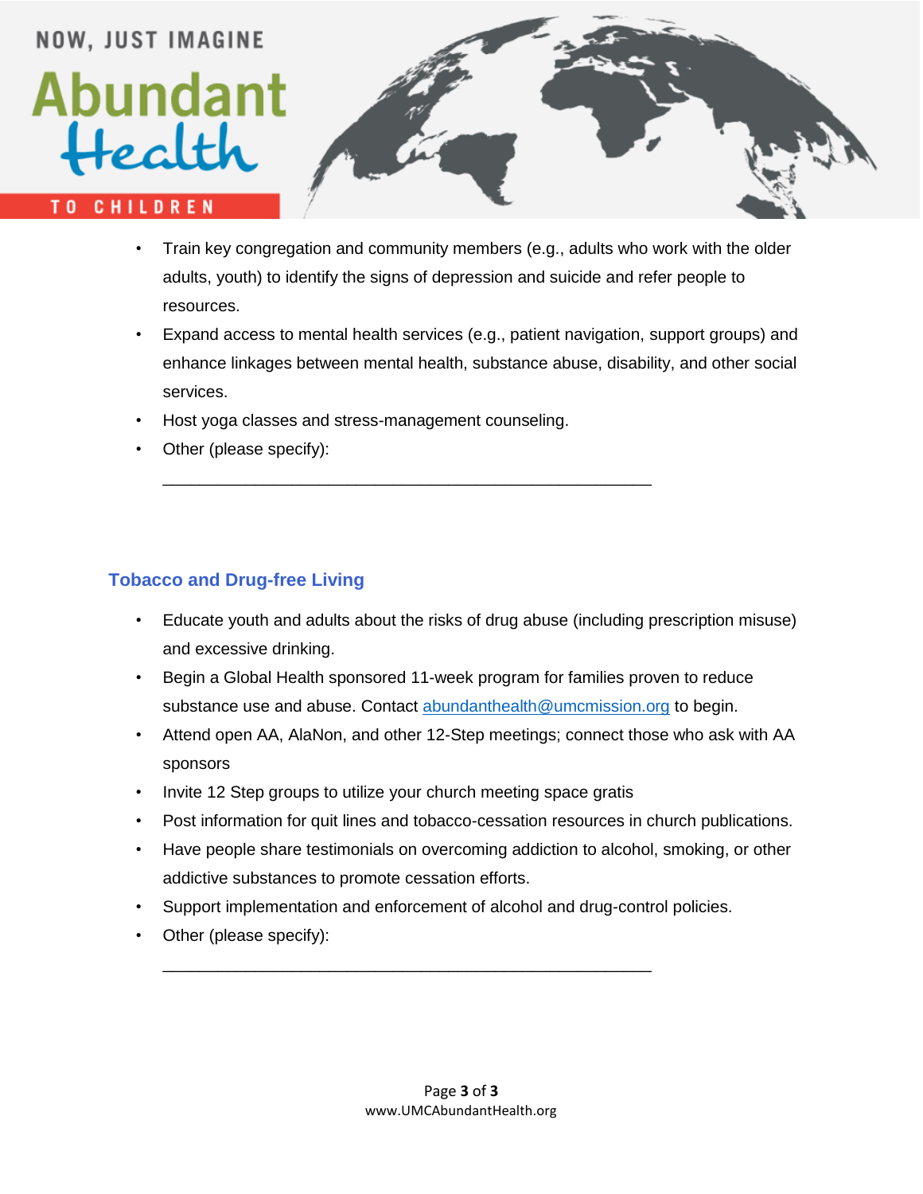- Train key congregation and community members (e.g., adults who work with the older adults, youth) to identify the signs of depression and suicide and refer people to resources.
- Expand access to mental health services (e.g., patient navigation, support groups) and enhance linkages between mental health, substance abuse, disability, and other social services.
- Host yoga classes and stress-management counseling.
- Other (please specify):

  _______________________________________________

### Tobacco and Drug-free Living

- Educate youth and adults about the risks of drug abuse (including prescription misuse) and excessive drinking.
- Begin a Global Health sponsored 11-week program for families proven to reduce substance use and abuse. Contact abundanthealth@umcmission.org to begin.
- Attend open AA, AlaNon, and other 12-Step meetings; connect those who ask with AA sponsors
- Invite 12 Step groups to utilize your church meeting space gratis
- Post information for quit lines and tobacco-cessation resources in church publications.
- Have people share testimonials on overcoming addiction to alcohol, smoking, or other addictive substances to promote cessation efforts.
- Support implementation and enforcement of alcohol and drug-control policies.
- Other (please specify):

  _______________________________________________